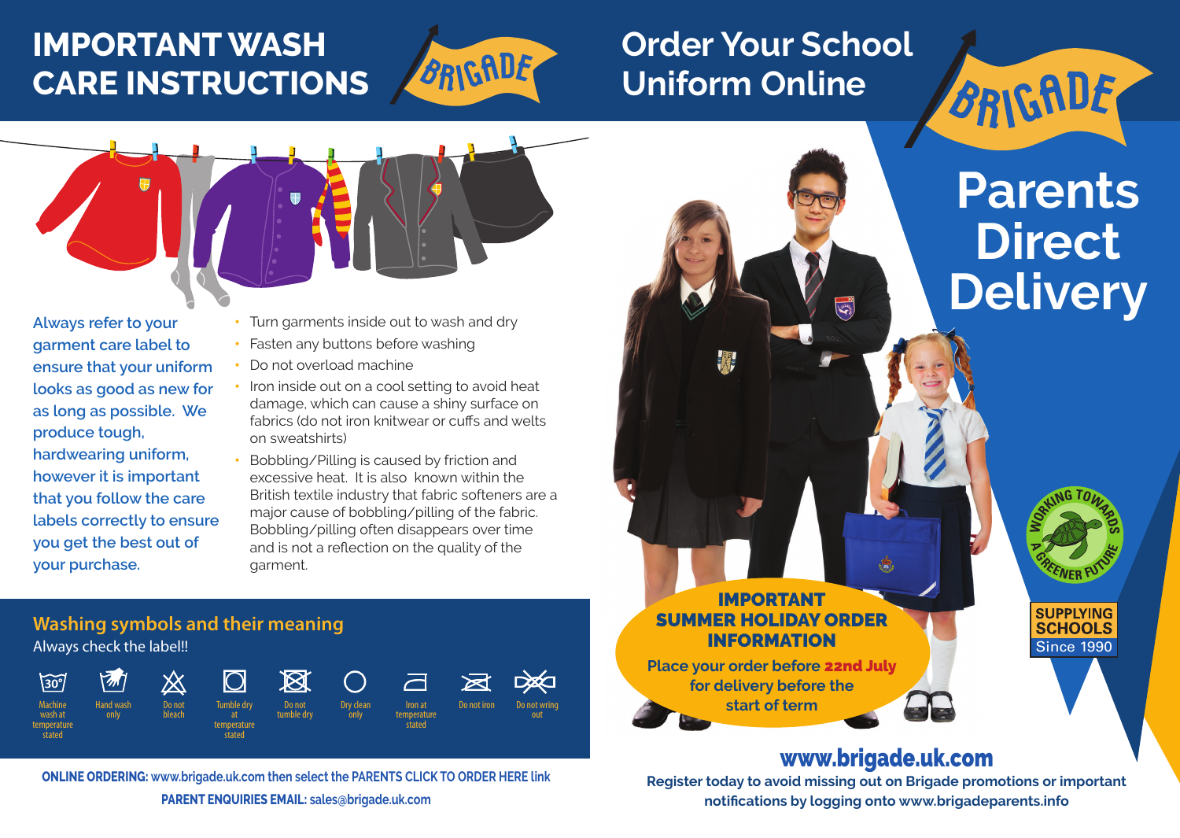# IMPORTANT WASH CARE INSTRUCTIONS

BRIGADE

**Always refer to your garment care label to ensure that your uniform looks as good as new for as long as possible. We produce tough, hardwearing uniform, however it is important that you follow the care labels correctly to ensure you get the best out of your purchase.**

- Turn garments inside out to wash and dry
- Fasten any buttons before washing
- Do not overload machine
- Iron inside out on a cool setting to avoid heat damage, which can cause a shiny surface on fabrics (do not iron knitwear or cuffs and welts on sweatshirts)
- Bobbling/Pilling is caused by friction and excessive heat. It is also known within the British textile industry that fabric softeners are a major cause of bobbling/pilling of the fabric. Bobbling/pilling often disappears over time and is not a reflection on the quality of the garment.

## Washing symbols and their meaning

Always check the label!!

| Symbol | Meaning |
|---|---|
| 30° | Machine wash at temperature stated |
| | Hand wash only |
| | Do not bleach |
| | Tumble dry at temperature stated |
| | Do not tumble dry |
| | Dry clean only |
| | Iron at temperature stated |
| | Do not iron |
| | Do not wring out |

**ONLINE ORDERING:** www.brigade.uk.com then select the PARENTS CLICK TO ORDER HERE link

**PARENT ENQUIRIES EMAIL:** sales@brigade.uk.com

# Order Your School Uniform Online

BRIGADE

# Parents Direct Delivery

WORKING TOWARDS A GREENER FUTURE

SUPPLYING SCHOOLS Since 1990

**IMPORTANT SUMMER HOLIDAY ORDER INFORMATION**

**Place your order before 22nd July for delivery before the start of term**

## www.brigade.uk.com

**Register today to avoid missing out on Brigade promotions or important notifications by logging onto www.brigadeparents.info**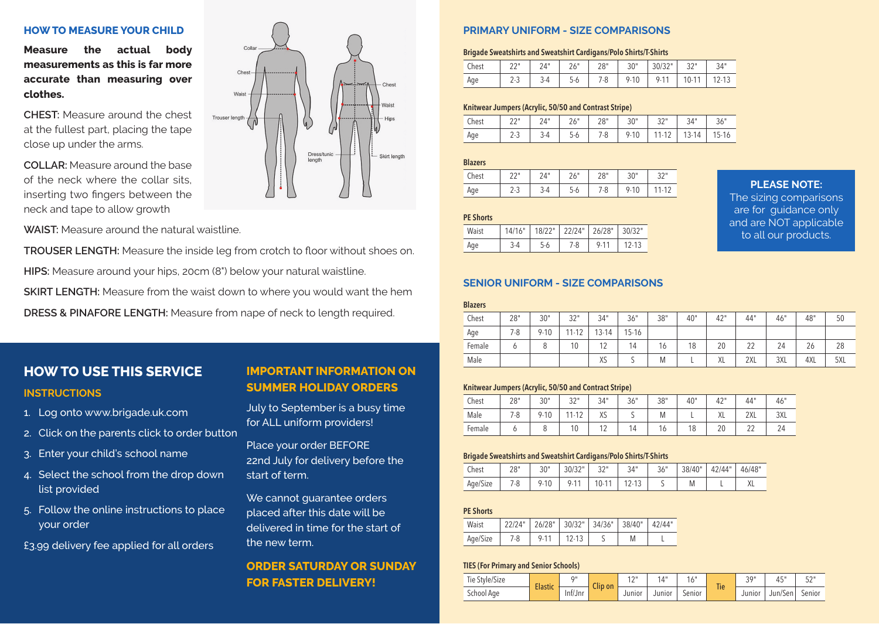## HOW TO MEASURE YOUR CHILD

**Measure the actual body measurements as this is far more accurate than measuring over clothes.**

**CHEST:** Measure around the chest at the fullest part, placing the tape close up under the arms.

**COLLAR:** Measure around the base of the neck where the collar sits, inserting two fingers between the neck and tape to allow growth

Collar
Chest
Waist
Trouser length
Chest
Waist
Hips
Dress/tunic length
Skirt length

**WAIST:** Measure around the natural waistline.

**TROUSER LENGTH:** Measure the inside leg from crotch to floor without shoes on.

**HIPS:** Measure around your hips, 20cm (8") below your natural waistline.

**SKIRT LENGTH:** Measure from the waist down to where you would want the hem

**DRESS & PINAFORE LENGTH:** Measure from nape of neck to length required.

## HOW TO USE THIS SERVICE

### INSTRUCTIONS

1. Log onto www.brigade.uk.com
2. Click on the parents click to order button
3. Enter your child's school name
4. Select the school from the drop down list provided
5. Follow the online instructions to place your order

£3.99 delivery fee applied for all orders

## IMPORTANT INFORMATION ON SUMMER HOLIDAY ORDERS

July to September is a busy time for ALL uniform providers!

Place your order BEFORE 22nd July for delivery before the start of term.

We cannot guarantee orders placed after this date will be delivered in time for the start of the new term.

**ORDER SATURDAY OR SUNDAY FOR FASTER DELIVERY!**

## PRIMARY UNIFORM - SIZE COMPARISONS

**Brigade Sweatshirts and Sweatshirt Cardigans/Polo Shirts/T-Shirts**

| Chest | 22" | 24" | 26" | 28" | 30" | 30/32" | 32" | 34" |
|---|---|---|---|---|---|---|---|---|
| Age | 2-3 | 3-4 | 5-6 | 7-8 | 9-10 | 9-11 | 10-11 | 12-13 |

**Knitwear Jumpers (Acrylic, 50/50 and Contrast Stripe)**

| Chest | 22" | 24" | 26" | 28" | 30" | 32" | 34" | 36" |
|---|---|---|---|---|---|---|---|---|
| Age | 2-3 | 3-4 | 5-6 | 7-8 | 9-10 | 11-12 | 13-14 | 15-16 |

**Blazers**

| Chest | 22" | 24" | 26" | 28" | 30" | 32" |
|---|---|---|---|---|---|---|
| Age | 2-3 | 3-4 | 5-6 | 7-8 | 9-10 | 11-12 |

**PE Shorts**

| Waist | 14/16" | 18/22" | 22/24" | 26/28" | 30/32" |
|---|---|---|---|---|---|
| Age | 3-4 | 5-6 | 7-8 | 9-11 | 12-13 |

**PLEASE NOTE:**
The sizing comparisons are for guidance only and are NOT applicable to all our products.

## SENIOR UNIFORM - SIZE COMPARISONS

**Blazers**

| Chest | 28" | 30" | 32" | 34" | 36" | 38" | 40" | 42" | 44" | 46" | 48" | 50 |
|---|---|---|---|---|---|---|---|---|---|---|---|---|
| Age | 7-8 | 9-10 | 11-12 | 13-14 | 15-16 | | | | | | | |
| Female | 6 | 8 | 10 | 12 | 14 | 16 | 18 | 20 | 22 | 24 | 26 | 28 |
| Male | | | | XS | S | M | L | XL | 2XL | 3XL | 4XL | 5XL |

**Knitwear Jumpers (Acrylic, 50/50 and Contract Stripe)**

| Chest | 28" | 30" | 32" | 34" | 36" | 38" | 40" | 42" | 44" | 46" |
|---|---|---|---|---|---|---|---|---|---|---|
| Male | 7-8 | 9-10 | 11-12 | XS | S | M | L | XL | 2XL | 3XL |
| Female | 6 | 8 | 10 | 12 | 14 | 16 | 18 | 20 | 22 | 24 |

**Brigade Sweatshirts and Sweatshirt Cardigans/Polo Shirts/T-Shirts**

| Chest | 28" | 30" | 30/32" | 32" | 34" | 36" | 38/40" | 42/44" | 46/48" |
|---|---|---|---|---|---|---|---|---|---|
| Age/Size | 7-8 | 9-10 | 9-11 | 10-11 | 12-13 | S | M | L | XL |

**PE Shorts**

| Waist | 22/24" | 26/28" | 30/32" | 34/36" | 38/40" | 42/44" |
|---|---|---|---|---|---|---|
| Age/Size | 7-8 | 9-11 | 12-13 | S | M | L |

**TIES (For Primary and Senior Schools)**

| Tie Style/Size | Elastic | 9" | Clip on | 12" | 14" | 16" | Tie | 39" | 45" | 52" |
|---|---|---|---|---|---|---|---|---|---|---|
| School Age | | Inf/Jnr | | Junior | Junior | Senior | | Junior | Jun/Sen | Senior |